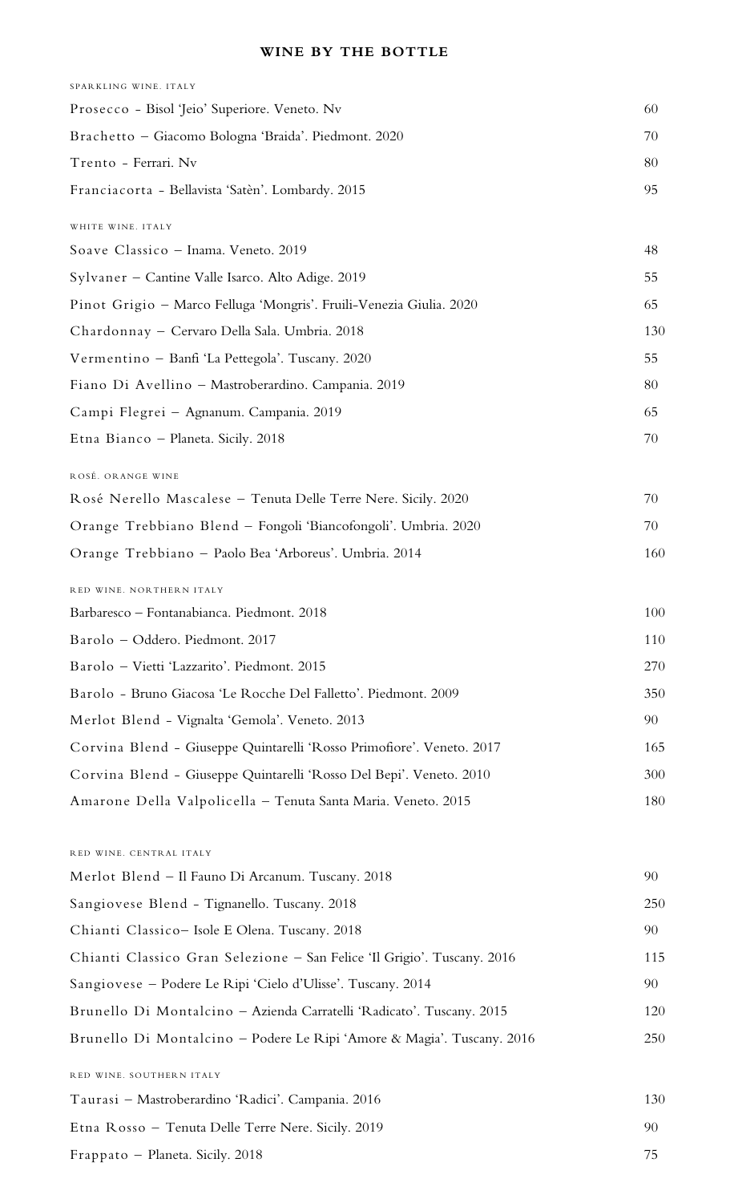# WINE BY THE BOTTLE

## SPARKLING WINE. ITALY

| | |
|---|---|
| Prosecco - Bisol 'Jeio' Superiore. Veneto. Nv | 60 |
| Brachetto – Giacomo Bologna 'Braida'. Piedmont. 2020 | 70 |
| Trento - Ferrari. Nv | 80 |
| Franciacorta - Bellavista 'Satèn'. Lombardy. 2015 | 95 |

## WHITE WINE. ITALY

| | |
|---|---|
| Soave Classico – Inama. Veneto. 2019 | 48 |
| Sylvaner – Cantine Valle Isarco. Alto Adige. 2019 | 55 |
| Pinot Grigio – Marco Felluga 'Mongris'. Fruili-Venezia Giulia. 2020 | 65 |
| Chardonnay – Cervaro Della Sala. Umbria. 2018 | 130 |
| Vermentino – Banfi 'La Pettegola'. Tuscany. 2020 | 55 |
| Fiano Di Avellino – Mastroberardino. Campania. 2019 | 80 |
| Campi Flegrei – Agnanum. Campania. 2019 | 65 |
| Etna Bianco – Planeta. Sicily. 2018 | 70 |

## ROSÉ. ORANGE WINE

| | |
|---|---|
| Rosé Nerello Mascalese – Tenuta Delle Terre Nere. Sicily. 2020 | 70 |
| Orange Trebbiano Blend – Fongoli 'Biancofongoli'. Umbria. 2020 | 70 |
| Orange Trebbiano – Paolo Bea 'Arboreus'. Umbria. 2014 | 160 |

## RED WINE. NORTHERN ITALY

| | |
|---|---|
| Barbaresco – Fontanabianca. Piedmont. 2018 | 100 |
| Barolo – Oddero. Piedmont. 2017 | 110 |
| Barolo – Vietti 'Lazzarito'. Piedmont. 2015 | 270 |
| Barolo - Bruno Giacosa 'Le Rocche Del Falletto'. Piedmont. 2009 | 350 |
| Merlot Blend - Vignalta 'Gemola'. Veneto. 2013 | 90 |
| Corvina Blend - Giuseppe Quintarelli 'Rosso Primofiore'. Veneto. 2017 | 165 |
| Corvina Blend - Giuseppe Quintarelli 'Rosso Del Bepi'. Veneto. 2010 | 300 |
| Amarone Della Valpolicella – Tenuta Santa Maria. Veneto. 2015 | 180 |

## RED WINE. CENTRAL ITALY

| | |
|---|---|
| Merlot Blend – Il Fauno Di Arcanum. Tuscany. 2018 | 90 |
| Sangiovese Blend - Tignanello. Tuscany. 2018 | 250 |
| Chianti Classico– Isole E Olena. Tuscany. 2018 | 90 |
| Chianti Classico Gran Selezione – San Felice 'Il Grigio'. Tuscany. 2016 | 115 |
| Sangiovese – Podere Le Ripi 'Cielo d'Ulisse'. Tuscany. 2014 | 90 |
| Brunello Di Montalcino – Azienda Carratelli 'Radicato'. Tuscany. 2015 | 120 |
| Brunello Di Montalcino – Podere Le Ripi 'Amore & Magia'. Tuscany. 2016 | 250 |

## RED WINE. SOUTHERN ITALY

| | |
|---|---|
| Taurasi – Mastroberardino 'Radici'. Campania. 2016 | 130 |
| Etna Rosso – Tenuta Delle Terre Nere. Sicily. 2019 | 90 |
| Frappato – Planeta. Sicily. 2018 | 75 |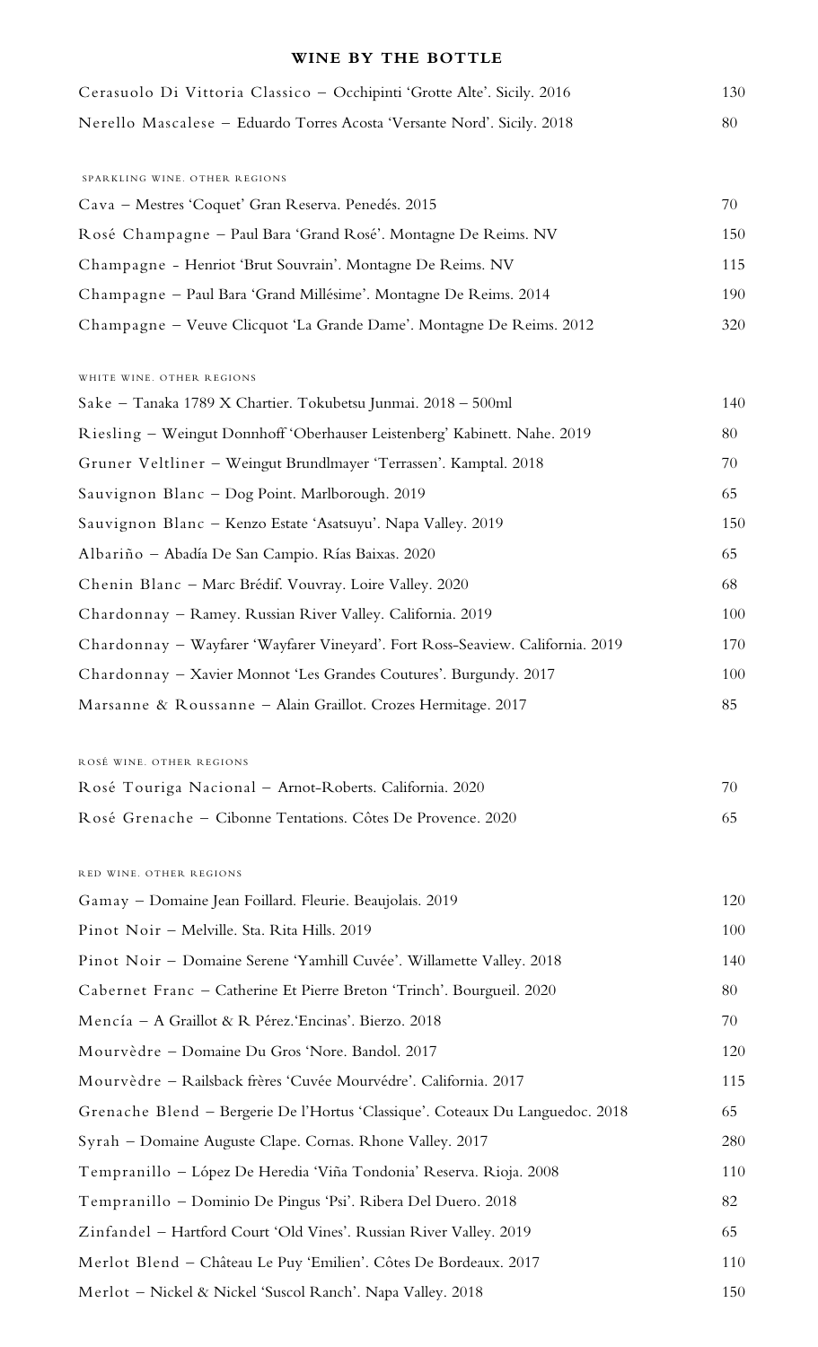## WINE BY THE BOTTLE

| | |
|---|---|
| Cerasuolo Di Vittoria Classico – Occhipinti 'Grotte Alte'. Sicily. 2016 | 130 |
| Nerello Mascalese – Eduardo Torres Acosta 'Versante Nord'. Sicily. 2018 | 80 |

### SPARKLING WINE. OTHER REGIONS

| | |
|---|---|
| Cava – Mestres 'Coquet' Gran Reserva. Penedés. 2015 | 70 |
| Rosé Champagne – Paul Bara 'Grand Rosé'. Montagne De Reims. NV | 150 |
| Champagne - Henriot 'Brut Souvrain'. Montagne De Reims. NV | 115 |
| Champagne – Paul Bara 'Grand Millésime'. Montagne De Reims. 2014 | 190 |
| Champagne – Veuve Clicquot 'La Grande Dame'. Montagne De Reims. 2012 | 320 |

### WHITE WINE. OTHER REGIONS

| | |
|---|---|
| Sake – Tanaka 1789 X Chartier. Tokubetsu Junmai. 2018 – 500ml | 140 |
| Riesling – Weingut Donnhoff 'Oberhauser Leistenberg' Kabinett. Nahe. 2019 | 80 |
| Gruner Veltliner – Weingut Brundlmayer 'Terrassen'. Kamptal. 2018 | 70 |
| Sauvignon Blanc – Dog Point. Marlborough. 2019 | 65 |
| Sauvignon Blanc – Kenzo Estate 'Asatsuyu'. Napa Valley. 2019 | 150 |
| Albariño – Abadía De San Campio. Rías Baixas. 2020 | 65 |
| Chenin Blanc – Marc Brédif. Vouvray. Loire Valley. 2020 | 68 |
| Chardonnay – Ramey. Russian River Valley. California. 2019 | 100 |
| Chardonnay – Wayfarer 'Wayfarer Vineyard'. Fort Ross-Seaview. California. 2019 | 170 |
| Chardonnay – Xavier Monnot 'Les Grandes Coutures'. Burgundy. 2017 | 100 |
| Marsanne & Roussanne – Alain Graillot. Crozes Hermitage. 2017 | 85 |

### ROSÉ WINE. OTHER REGIONS

| | |
|---|---|
| Rosé Touriga Nacional – Arnot-Roberts. California. 2020 | 70 |
| Rosé Grenache – Cibonne Tentations. Côtes De Provence. 2020 | 65 |

### RED WINE. OTHER REGIONS

| | |
|---|---|
| Gamay – Domaine Jean Foillard. Fleurie. Beaujolais. 2019 | 120 |
| Pinot Noir – Melville. Sta. Rita Hills. 2019 | 100 |
| Pinot Noir – Domaine Serene 'Yamhill Cuvée'. Willamette Valley. 2018 | 140 |
| Cabernet Franc – Catherine Et Pierre Breton 'Trinch'. Bourgueil. 2020 | 80 |
| Mencía – A Graillot & R Pérez.'Encinas'. Bierzo. 2018 | 70 |
| Mourvèdre – Domaine Du Gros 'Nore. Bandol. 2017 | 120 |
| Mourvèdre – Railsback frères 'Cuvée Mourvédre'. California. 2017 | 115 |
| Grenache Blend – Bergerie De l'Hortus 'Classique'. Coteaux Du Languedoc. 2018 | 65 |
| Syrah – Domaine Auguste Clape. Cornas. Rhone Valley. 2017 | 280 |
| Tempranillo – López De Heredia 'Viña Tondonia' Reserva. Rioja. 2008 | 110 |
| Tempranillo – Dominio De Pingus 'Psi'. Ribera Del Duero. 2018 | 82 |
| Zinfandel – Hartford Court 'Old Vines'. Russian River Valley. 2019 | 65 |
| Merlot Blend – Château Le Puy 'Emilien'. Côtes De Bordeaux. 2017 | 110 |
| Merlot – Nickel & Nickel 'Suscol Ranch'. Napa Valley. 2018 | 150 |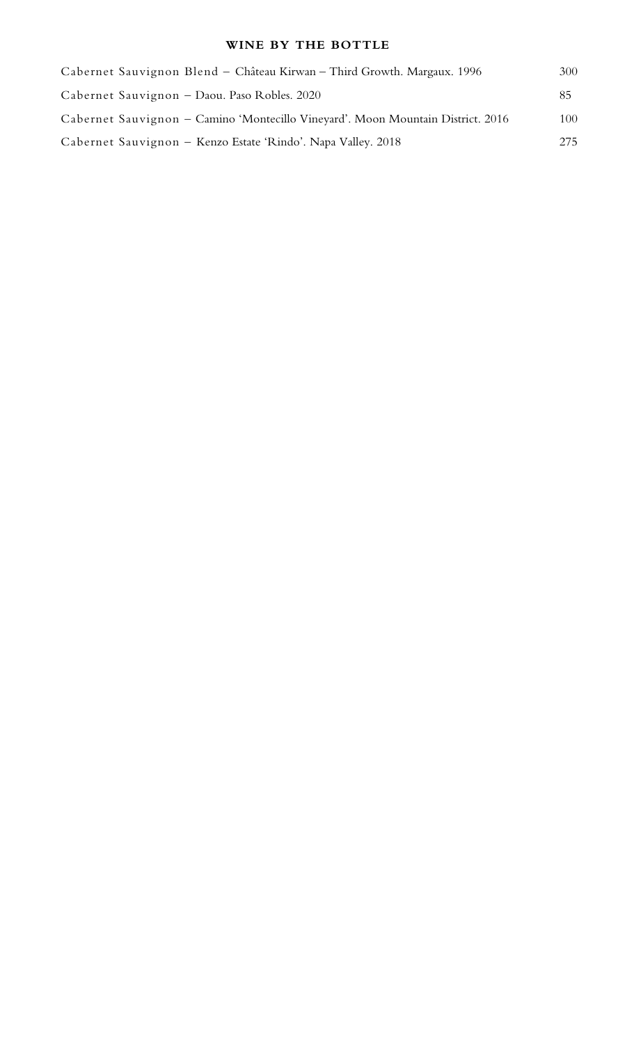**WINE BY THE BOTTLE**

| | |
|---|---|
| Cabernet Sauvignon Blend – Château Kirwan – Third Growth. Margaux. 1996 | 300 |
| Cabernet Sauvignon – Daou. Paso Robles. 2020 | 85 |
| Cabernet Sauvignon – Camino 'Montecillo Vineyard'. Moon Mountain District. 2016 | 100 |
| Cabernet Sauvignon – Kenzo Estate 'Rindo'. Napa Valley. 2018 | 275 |